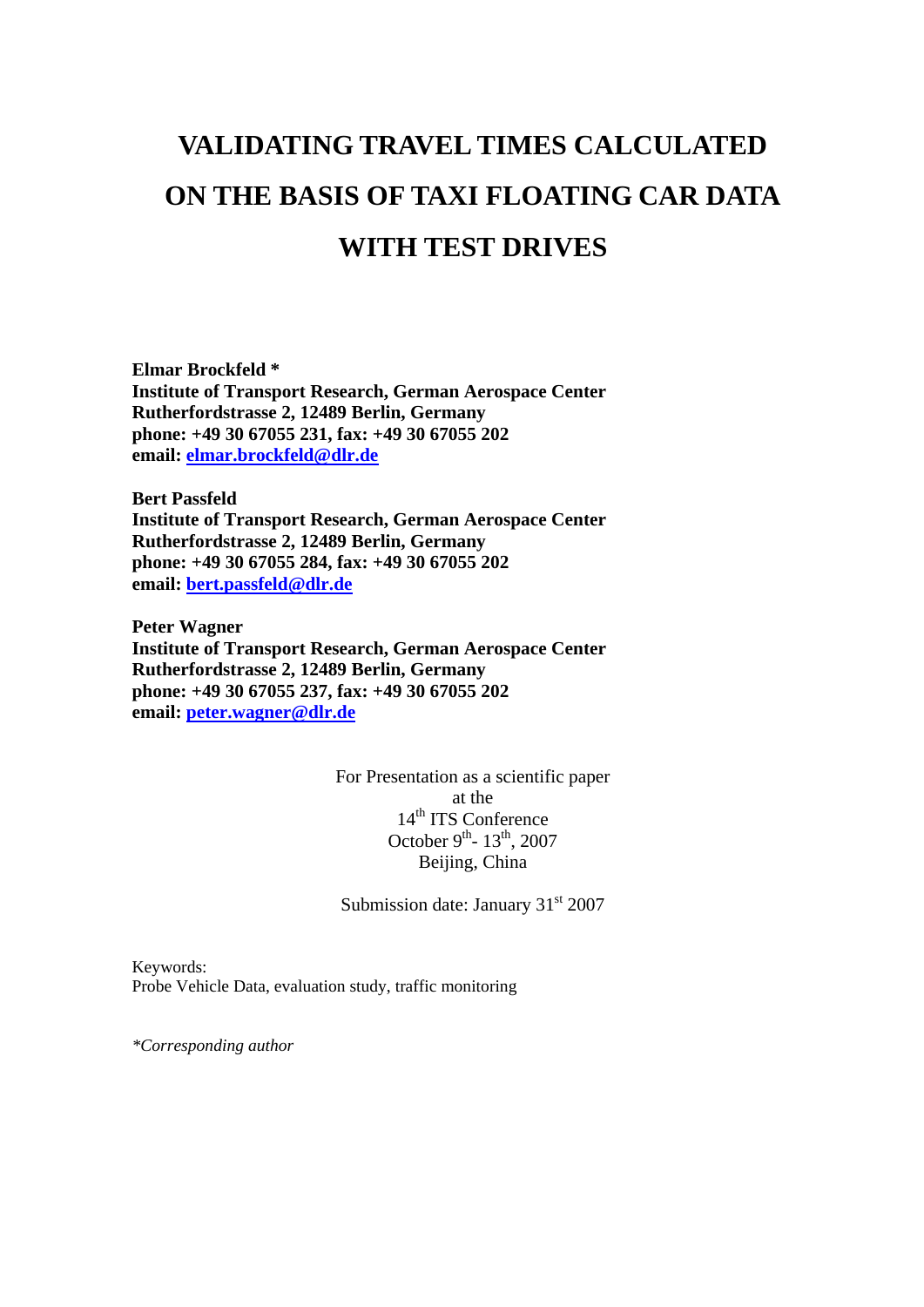# VALIDATING TRAVEL TIMES CALCULATED ON THE BASIS OF TAXI FLOATING CAR DATA WITH TEST DRIVES

**Elmar Brockfeld ***
**Institute of Transport Research, German Aerospace Center**
**Rutherfordstrasse 2, 12489 Berlin, Germany**
**phone: +49 30 67055 231, fax: +49 30 67055 202**
**email: elmar.brockfeld@dlr.de**

**Bert Passfeld**
**Institute of Transport Research, German Aerospace Center**
**Rutherfordstrasse 2, 12489 Berlin, Germany**
**phone: +49 30 67055 284, fax: +49 30 67055 202**
**email: bert.passfeld@dlr.de**

**Peter Wagner**
**Institute of Transport Research, German Aerospace Center**
**Rutherfordstrasse 2, 12489 Berlin, Germany**
**phone: +49 30 67055 237, fax: +49 30 67055 202**
**email: peter.wagner@dlr.de**

For Presentation as a scientific paper
at the
14th ITS Conference
October 9th- 13th, 2007
Beijing, China

Submission date: January 31st 2007

Keywords:
Probe Vehicle Data, evaluation study, traffic monitoring

*\*Corresponding author*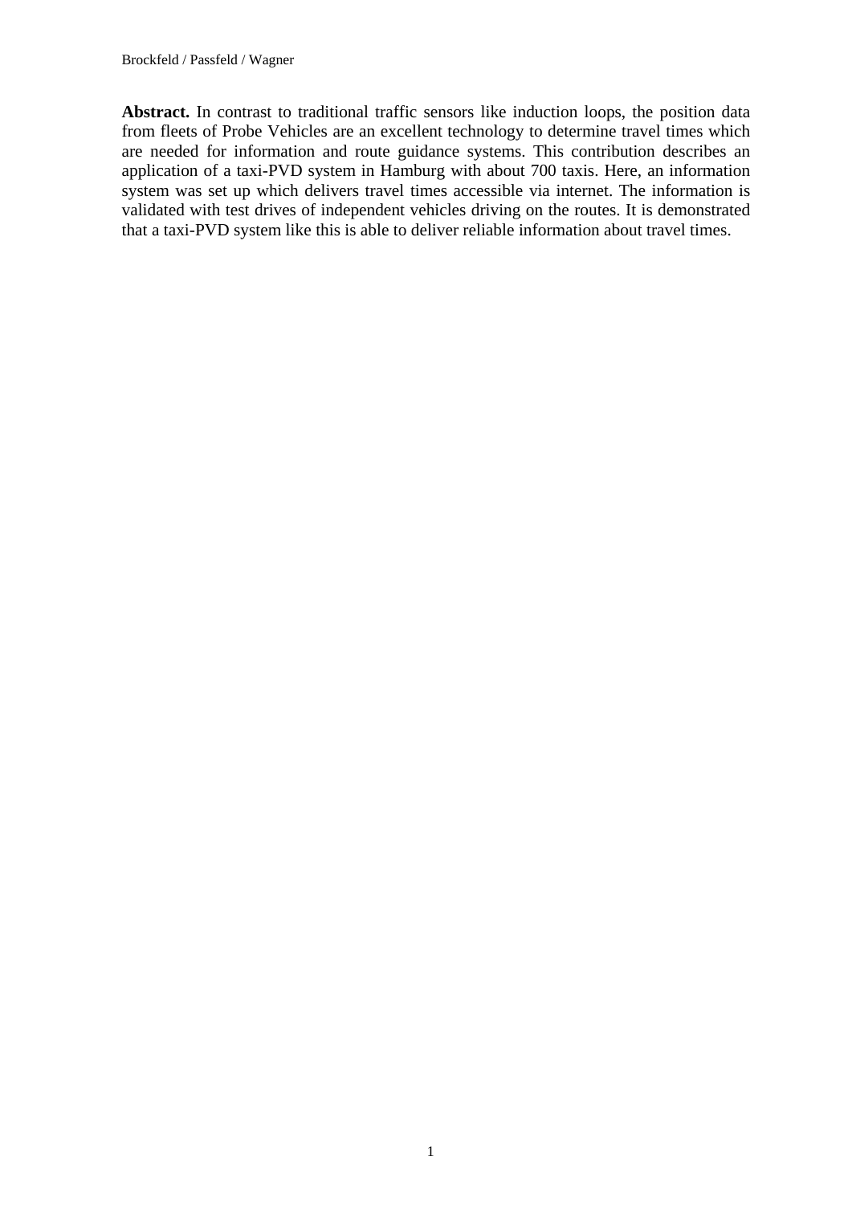**Abstract.** In contrast to traditional traffic sensors like induction loops, the position data from fleets of Probe Vehicles are an excellent technology to determine travel times which are needed for information and route guidance systems. This contribution describes an application of a taxi-PVD system in Hamburg with about 700 taxis. Here, an information system was set up which delivers travel times accessible via internet. The information is validated with test drives of independent vehicles driving on the routes. It is demonstrated that a taxi-PVD system like this is able to deliver reliable information about travel times.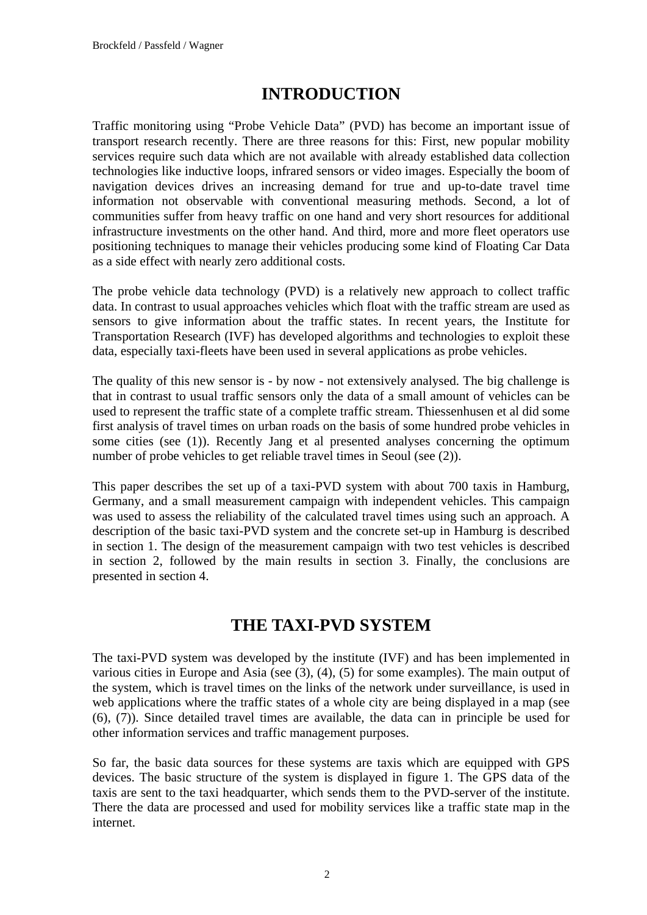# INTRODUCTION

Traffic monitoring using "Probe Vehicle Data" (PVD) has become an important issue of transport research recently. There are three reasons for this: First, new popular mobility services require such data which are not available with already established data collection technologies like inductive loops, infrared sensors or video images. Especially the boom of navigation devices drives an increasing demand for true and up-to-date travel time information not observable with conventional measuring methods. Second, a lot of communities suffer from heavy traffic on one hand and very short resources for additional infrastructure investments on the other hand. And third, more and more fleet operators use positioning techniques to manage their vehicles producing some kind of Floating Car Data as a side effect with nearly zero additional costs.

The probe vehicle data technology (PVD) is a relatively new approach to collect traffic data. In contrast to usual approaches vehicles which float with the traffic stream are used as sensors to give information about the traffic states. In recent years, the Institute for Transportation Research (IVF) has developed algorithms and technologies to exploit these data, especially taxi-fleets have been used in several applications as probe vehicles.

The quality of this new sensor is - by now - not extensively analysed. The big challenge is that in contrast to usual traffic sensors only the data of a small amount of vehicles can be used to represent the traffic state of a complete traffic stream. Thiessenhusen et al did some first analysis of travel times on urban roads on the basis of some hundred probe vehicles in some cities (see (1)). Recently Jang et al presented analyses concerning the optimum number of probe vehicles to get reliable travel times in Seoul (see (2)).

This paper describes the set up of a taxi-PVD system with about 700 taxis in Hamburg, Germany, and a small measurement campaign with independent vehicles. This campaign was used to assess the reliability of the calculated travel times using such an approach. A description of the basic taxi-PVD system and the concrete set-up in Hamburg is described in section 1. The design of the measurement campaign with two test vehicles is described in section 2, followed by the main results in section 3. Finally, the conclusions are presented in section 4.

# THE TAXI-PVD SYSTEM

The taxi-PVD system was developed by the institute (IVF) and has been implemented in various cities in Europe and Asia (see (3), (4), (5) for some examples). The main output of the system, which is travel times on the links of the network under surveillance, is used in web applications where the traffic states of a whole city are being displayed in a map (see (6), (7)). Since detailed travel times are available, the data can in principle be used for other information services and traffic management purposes.

So far, the basic data sources for these systems are taxis which are equipped with GPS devices. The basic structure of the system is displayed in figure 1. The GPS data of the taxis are sent to the taxi headquarter, which sends them to the PVD-server of the institute. There the data are processed and used for mobility services like a traffic state map in the internet.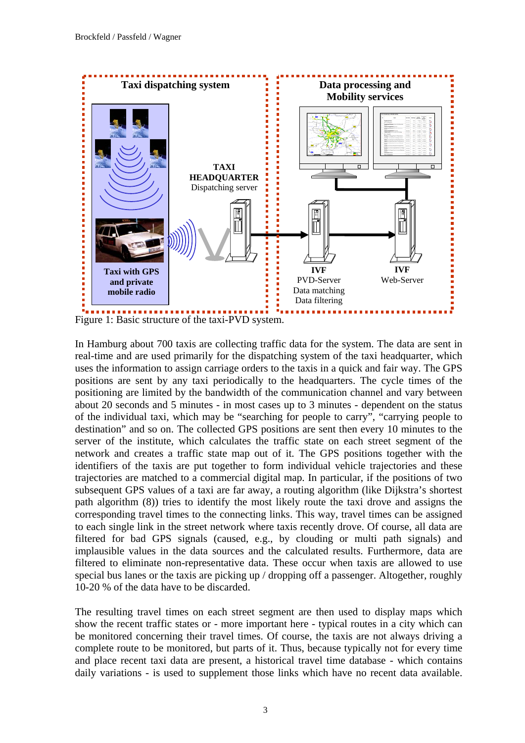Figure 1: Basic structure of the taxi-PVD system.

In Hamburg about 700 taxis are collecting traffic data for the system. The data are sent in real-time and are used primarily for the dispatching system of the taxi headquarter, which uses the information to assign carriage orders to the taxis in a quick and fair way. The GPS positions are sent by any taxi periodically to the headquarters. The cycle times of the positioning are limited by the bandwidth of the communication channel and vary between about 20 seconds and 5 minutes - in most cases up to 3 minutes - dependent on the status of the individual taxi, which may be "searching for people to carry", "carrying people to destination" and so on. The collected GPS positions are sent then every 10 minutes to the server of the institute, which calculates the traffic state on each street segment of the network and creates a traffic state map out of it. The GPS positions together with the identifiers of the taxis are put together to form individual vehicle trajectories and these trajectories are matched to a commercial digital map. In particular, if the positions of two subsequent GPS values of a taxi are far away, a routing algorithm (like Dijkstra's shortest path algorithm (8)) tries to identify the most likely route the taxi drove and assigns the corresponding travel times to the connecting links. This way, travel times can be assigned to each single link in the street network where taxis recently drove. Of course, all data are filtered for bad GPS signals (caused, e.g., by clouding or multi path signals) and implausible values in the data sources and the calculated results. Furthermore, data are filtered to eliminate non-representative data. These occur when taxis are allowed to use special bus lanes or the taxis are picking up / dropping off a passenger. Altogether, roughly 10-20 % of the data have to be discarded.

The resulting travel times on each street segment are then used to display maps which show the recent traffic states or - more important here - typical routes in a city which can be monitored concerning their travel times. Of course, the taxis are not always driving a complete route to be monitored, but parts of it. Thus, because typically not for every time and place recent taxi data are present, a historical travel time database - which contains daily variations - is used to supplement those links which have no recent data available.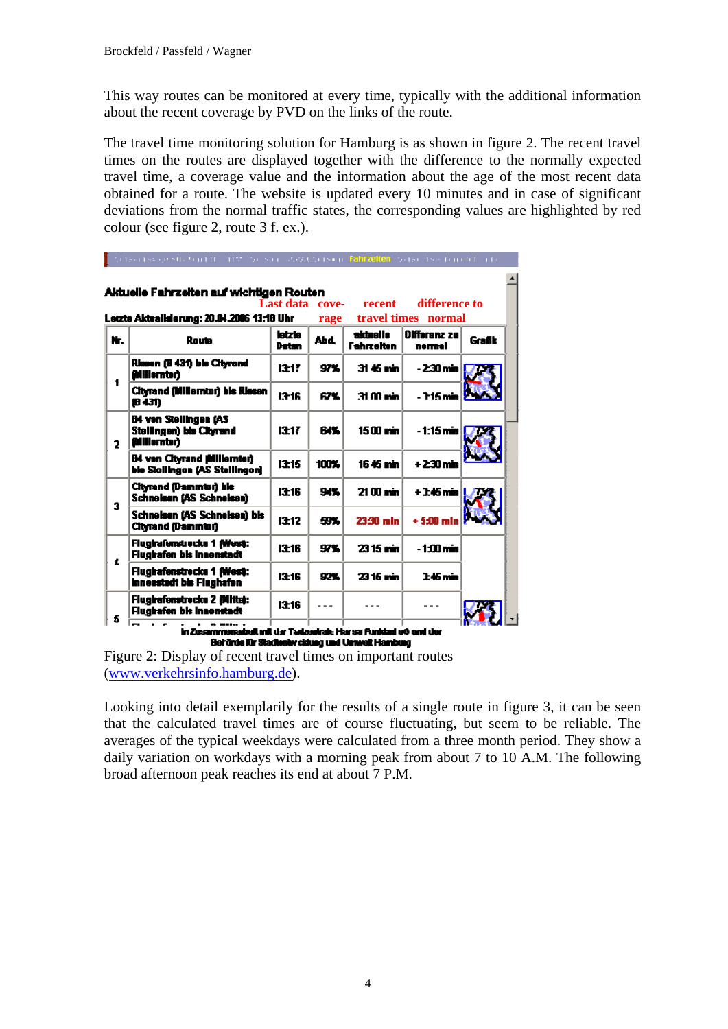This way routes can be monitored at every time, typically with the additional information about the recent coverage by PVD on the links of the route.

The travel time monitoring solution for Hamburg is as shown in figure 2. The recent travel times on the routes are displayed together with the difference to the normally expected travel time, a coverage value and the information about the age of the most recent data obtained for a route. The website is updated every 10 minutes and in case of significant deviations from the normal traffic states, the corresponding values are highlighted by red colour (see figure 2, route 3 f. ex.).

**Aktuelle Fahrzeiten auf wichtigen Routen**

Letzte Aktualisierung: 20.04.2006 13:18 Uhr

| Nr. | Route | letzte Daten (Last data) | Abd. (coverage) | aktuelle Fahrzeiten (recent travel times) | Differenz zu normal (difference to normal) | Grafik |
|---|---|---|---|---|---|---|
| 1 | Rissen (B 431) bis Cityrand (Millerntor) | 13:17 | 97% | 31:45 min | - 2:30 min | |
| | Cityrand (Millerntor) bis Rissen (B 431) | 13:16 | 67% | 31:00 min | - 1:15 min | |
| 2 | B4 von Stellingen (AS Stellingen) bis Cityrand (Millerntor) | 13:17 | 64% | 15:00 min | - 1:15 min | |
| | B4 von Cityrand (Millerntor) bis Stellingen (AS Stellingen) | 13:15 | 100% | 16:45 min | + 2:30 min | |
| 3 | Cityrand (Dammtor) bis Schnelsen (AS Schnelsen) | 13:16 | 94% | 21:00 min | + 3:45 min | |
| | Schnelsen (AS Schnelsen) bis Cityrand (Dammtor) | 13:12 | 59% | 23:30 min | + 5:00 min | |
| 4 | Flughafenstrecke 1 (West): Flughafen bis Innenstadt | 13:16 | 97% | 23:15 min | - 1:00 min | |
| | Flughafenstrecke 1 (West): Innenstadt bis Flughafen | 13:16 | 92% | 23:16 min | 3:45 min | |
| 5 | Flughafenstrecke 2 (Mitte): Flughafen bis Innenstadt | 13:16 | --- | --- | --- | |

In Zusammenarbeit mit der Telematik Hansa Funkdienst oG und der Behörde für Stadtentwicklung und Umwelt Hamburg

Figure 2: Display of recent travel times on important routes ([www.verkehrsinfo.hamburg.de](http://www.verkehrsinfo.hamburg.de)).

Looking into detail exemplarily for the results of a single route in figure 3, it can be seen that the calculated travel times are of course fluctuating, but seem to be reliable. The averages of the typical weekdays were calculated from a three month period. They show a daily variation on workdays with a morning peak from about 7 to 10 A.M. The following broad afternoon peak reaches its end at about 7 P.M.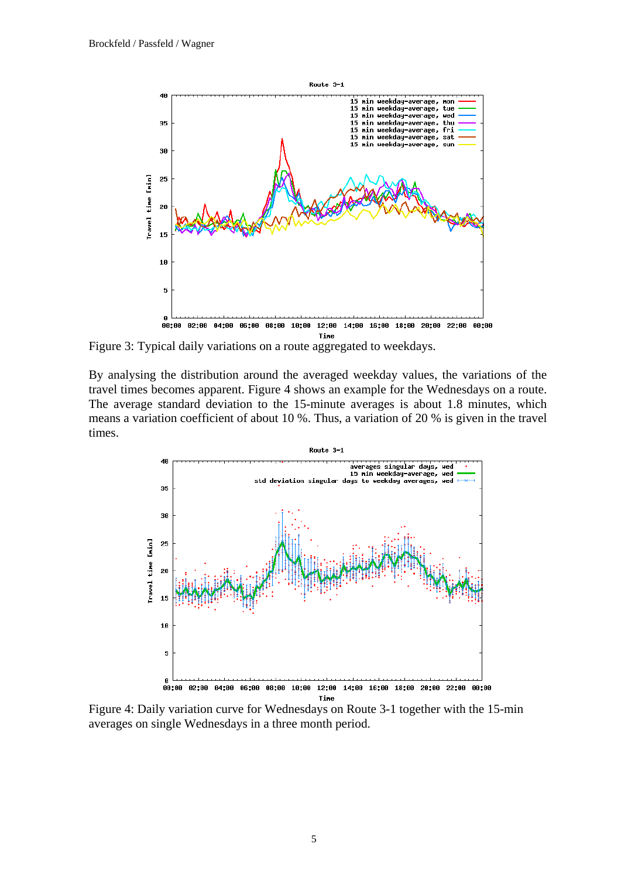Figure 3: Typical daily variations on a route aggregated to weekdays.

By analysing the distribution around the averaged weekday values, the variations of the travel times becomes apparent. Figure 4 shows an example for the Wednesdays on a route. The average standard deviation to the 15-minute averages is about 1.8 minutes, which means a variation coefficient of about 10 %. Thus, a variation of 20 % is given in the travel times.

Figure 4: Daily variation curve for Wednesdays on Route 3-1 together with the 15-min averages on single Wednesdays in a three month period.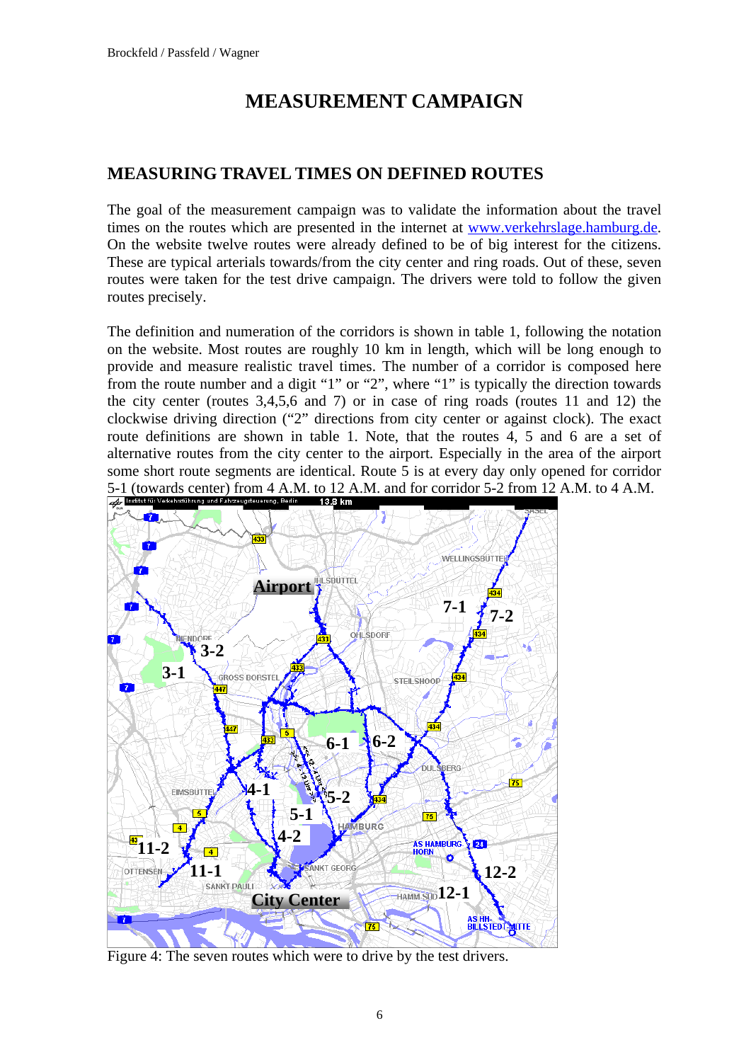# MEASUREMENT CAMPAIGN

## MEASURING TRAVEL TIMES ON DEFINED ROUTES

The goal of the measurement campaign was to validate the information about the travel times on the routes which are presented in the internet at www.verkehrslage.hamburg.de. On the website twelve routes were already defined to be of big interest for the citizens. These are typical arterials towards/from the city center and ring roads. Out of these, seven routes were taken for the test drive campaign. The drivers were told to follow the given routes precisely.

The definition and numeration of the corridors is shown in table 1, following the notation on the website. Most routes are roughly 10 km in length, which will be long enough to provide and measure realistic travel times. The number of a corridor is composed here from the route number and a digit “1” or “2”, where “1” is typically the direction towards the city center (routes 3,4,5,6 and 7) or in case of ring roads (routes 11 and 12) the clockwise driving direction (“2” directions from city center or against clock). The exact route definitions are shown in table 1. Note, that the routes 4, 5 and 6 are a set of alternative routes from the city center to the airport. Especially in the area of the airport some short route segments are identical. Route 5 is at every day only opened for corridor 5-1 (towards center) from 4 A.M. to 12 A.M. and for corridor 5-2 from 12 A.M. to 4 A.M.

Figure 4: The seven routes which were to drive by the test drivers.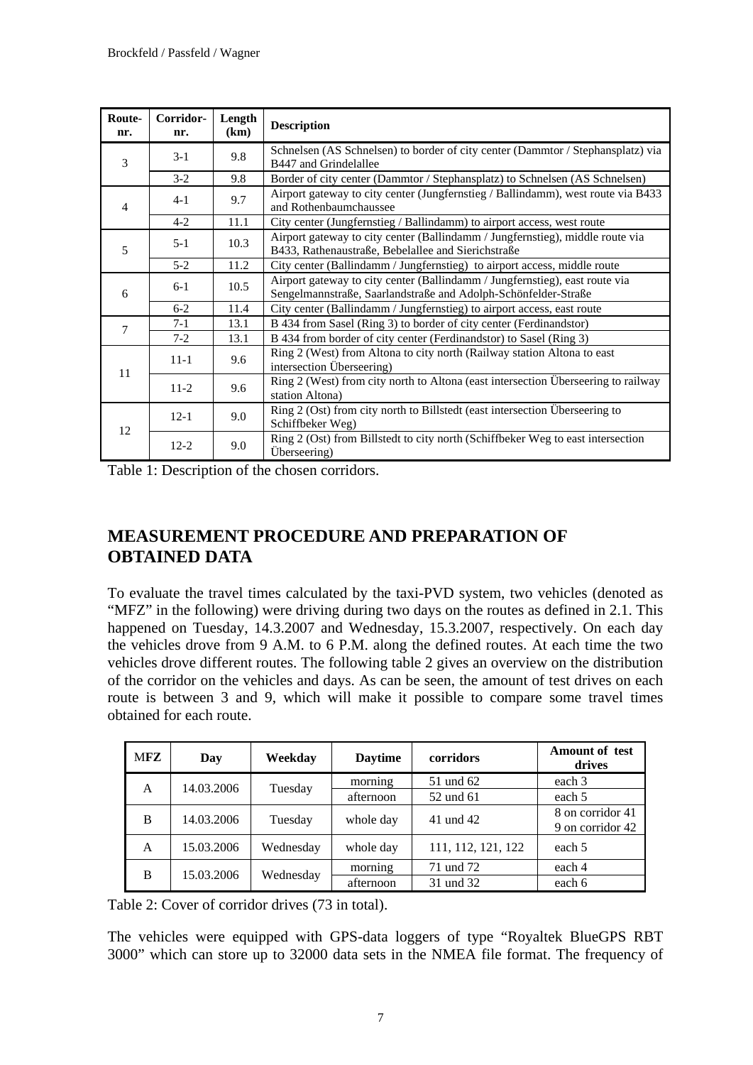| Route-nr. | Corridor-nr. | Length (km) | Description |
|---|---|---|---|
| 3 | 3-1 | 9.8 | Schnelsen (AS Schnelsen) to border of city center (Dammtor / Stephansplatz) via B447 and Grindelallee |
| | 3-2 | 9.8 | Border of city center (Dammtor / Stephansplatz) to Schnelsen (AS Schnelsen) |
| 4 | 4-1 | 9.7 | Airport gateway to city center (Jungfernstieg / Ballindamm), west route via B433 and Rothenbaumchaussee |
| | 4-2 | 11.1 | City center (Jungfernstieg / Ballindamm) to airport access, west route |
| 5 | 5-1 | 10.3 | Airport gateway to city center (Ballindamm / Jungfernstieg), middle route via B433, Rathenaustraße, Bebelallee and Sierichstraße |
| | 5-2 | 11.2 | City center (Ballindamm / Jungfernstieg) to airport access, middle route |
| 6 | 6-1 | 10.5 | Airport gateway to city center (Ballindamm / Jungfernstieg), east route via Sengelmannstraße, Saarlandstraße and Adolph-Schönfelder-Straße |
| | 6-2 | 11.4 | City center (Ballindamm / Jungfernstieg) to airport access, east route |
| 7 | 7-1 | 13.1 | B 434 from Sasel (Ring 3) to border of city center (Ferdinandstor) |
| | 7-2 | 13.1 | B 434 from border of city center (Ferdinandstor) to Sasel (Ring 3) |
| 11 | 11-1 | 9.6 | Ring 2 (West) from Altona to city north (Railway station Altona to east intersection Überseering) |
| | 11-2 | 9.6 | Ring 2 (West) from city north to Altona (east intersection Überseering to railway station Altona) |
| 12 | 12-1 | 9.0 | Ring 2 (Ost) from city north to Billstedt (east intersection Überseering to Schiffbeker Weg) |
| | 12-2 | 9.0 | Ring 2 (Ost) from Billstedt to city north (Schiffbeker Weg to east intersection Überseering) |

Table 1: Description of the chosen corridors.

## MEASUREMENT PROCEDURE AND PREPARATION OF OBTAINED DATA

To evaluate the travel times calculated by the taxi-PVD system, two vehicles (denoted as "MFZ" in the following) were driving during two days on the routes as defined in 2.1. This happened on Tuesday, 14.3.2007 and Wednesday, 15.3.2007, respectively. On each day the vehicles drove from 9 A.M. to 6 P.M. along the defined routes. At each time the two vehicles drove different routes. The following table 2 gives an overview on the distribution of the corridor on the vehicles and days. As can be seen, the amount of test drives on each route is between 3 and 9, which will make it possible to compare some travel times obtained for each route.

| MFZ | Day | Weekday | Daytime | corridors | Amount of test drives |
|---|---|---|---|---|---|
| A | 14.03.2006 | Tuesday | morning | 51 und 62 | each 3 |
| | | | afternoon | 52 und 61 | each 5 |
| B | 14.03.2006 | Tuesday | whole day | 41 und 42 | 8 on corridor 41<br>9 on corridor 42 |
| A | 15.03.2006 | Wednesday | whole day | 111, 112, 121, 122 | each 5 |
| B | 15.03.2006 | Wednesday | morning | 71 und 72 | each 4 |
| | | | afternoon | 31 und 32 | each 6 |

Table 2: Cover of corridor drives (73 in total).

The vehicles were equipped with GPS-data loggers of type "Royaltek BlueGPS RBT 3000" which can store up to 32000 data sets in the NMEA file format. The frequency of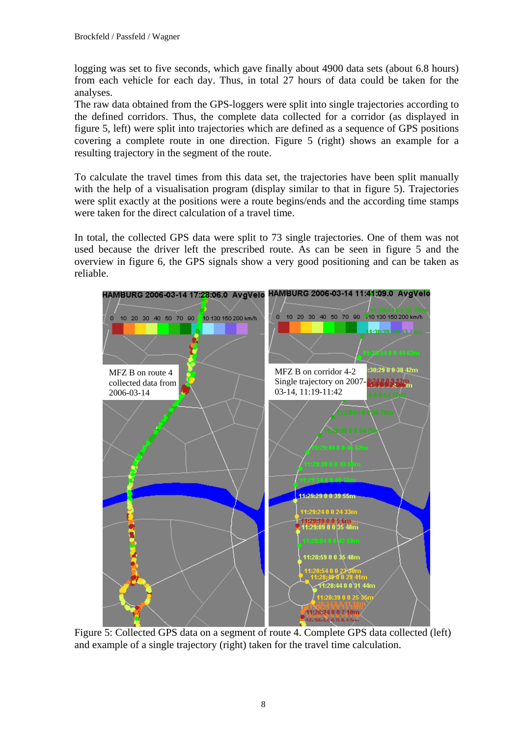logging was set to five seconds, which gave finally about 4900 data sets (about 6.8 hours) from each vehicle for each day. Thus, in total 27 hours of data could be taken for the analyses.
The raw data obtained from the GPS-loggers were split into single trajectories according to the defined corridors. Thus, the complete data collected for a corridor (as displayed in figure 5, left) were split into trajectories which are defined as a sequence of GPS positions covering a complete route in one direction. Figure 5 (right) shows an example for a resulting trajectory in the segment of the route.

To calculate the travel times from this data set, the trajectories have been split manually with the help of a visualisation program (display similar to that in figure 5). Trajectories were split exactly at the positions were a route begins/ends and the according time stamps were taken for the direct calculation of a travel time.

In total, the collected GPS data were split to 73 single trajectories. One of them was not used because the driver left the prescribed route. As can be seen in figure 5 and the overview in figure 6, the GPS signals show a very good positioning and can be taken as reliable.

Figure 5: Collected GPS data on a segment of route 4. Complete GPS data collected (left) and example of a single trajectory (right) taken for the travel time calculation.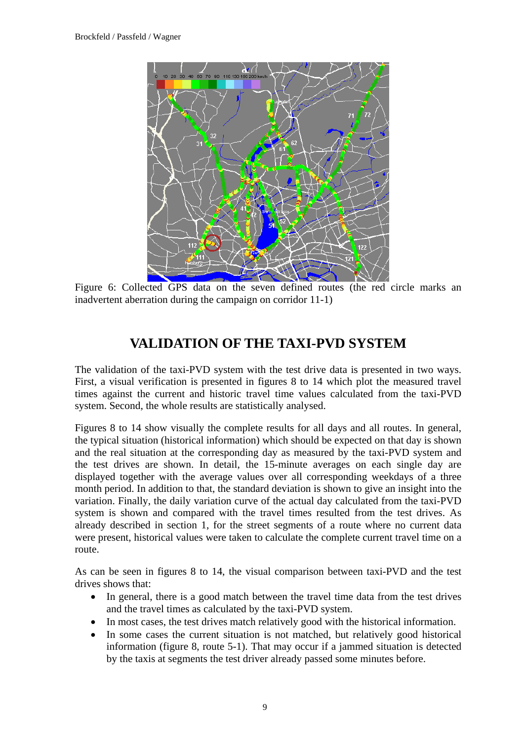Figure 6: Collected GPS data on the seven defined routes (the red circle marks an inadvertent aberration during the campaign on corridor 11-1)

## VALIDATION OF THE TAXI-PVD SYSTEM

The validation of the taxi-PVD system with the test drive data is presented in two ways. First, a visual verification is presented in figures 8 to 14 which plot the measured travel times against the current and historic travel time values calculated from the taxi-PVD system. Second, the whole results are statistically analysed.

Figures 8 to 14 show visually the complete results for all days and all routes. In general, the typical situation (historical information) which should be expected on that day is shown and the real situation at the corresponding day as measured by the taxi-PVD system and the test drives are shown. In detail, the 15-minute averages on each single day are displayed together with the average values over all corresponding weekdays of a three month period. In addition to that, the standard deviation is shown to give an insight into the variation. Finally, the daily variation curve of the actual day calculated from the taxi-PVD system is shown and compared with the travel times resulted from the test drives. As already described in section 1, for the street segments of a route where no current data were present, historical values were taken to calculate the complete current travel time on a route.

As can be seen in figures 8 to 14, the visual comparison between taxi-PVD and the test drives shows that:

- In general, there is a good match between the travel time data from the test drives and the travel times as calculated by the taxi-PVD system.
- In most cases, the test drives match relatively good with the historical information.
- In some cases the current situation is not matched, but relatively good historical information (figure 8, route 5-1). That may occur if a jammed situation is detected by the taxis at segments the test driver already passed some minutes before.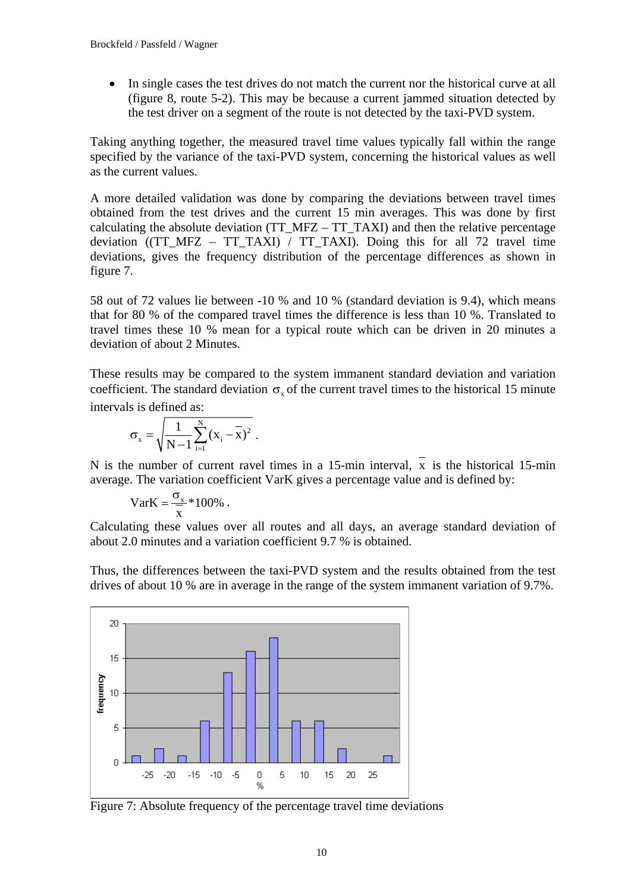- In single cases the test drives do not match the current nor the historical curve at all (figure 8, route 5-2). This may be because a current jammed situation detected by the test driver on a segment of the route is not detected by the taxi-PVD system.

Taking anything together, the measured travel time values typically fall within the range specified by the variance of the taxi-PVD system, concerning the historical values as well as the current values.

A more detailed validation was done by comparing the deviations between travel times obtained from the test drives and the current 15 min averages. This was done by first calculating the absolute deviation (TT_MFZ – TT_TAXI) and then the relative percentage deviation ((TT_MFZ – TT_TAXI) / TT_TAXI). Doing this for all 72 travel time deviations, gives the frequency distribution of the percentage differences as shown in figure 7.

58 out of 72 values lie between -10 % and 10 % (standard deviation is 9.4), which means that for 80 % of the compared travel times the difference is less than 10 %. Translated to travel times these 10 % mean for a typical route which can be driven in 20 minutes a deviation of about 2 Minutes.

These results may be compared to the system immanent standard deviation and variation coefficient. The standard deviation $\sigma_x$ of the current travel times to the historical 15 minute intervals is defined as:

$$\sigma_x = \sqrt{\frac{1}{N-1}\sum_{i=1}^{N}(x_i - \bar{x})^2}\ .$$

N is the number of current ravel times in a 15-min interval, $\bar{x}$ is the historical 15-min average. The variation coefficient VarK gives a percentage value and is defined by:

$$\text{VarK} = \frac{\sigma_x}{\bar{x}} * 100\%\ .$$

Calculating these values over all routes and all days, an average standard deviation of about 2.0 minutes and a variation coefficient 9.7 % is obtained.

Thus, the differences between the taxi-PVD system and the results obtained from the test drives of about 10 % are in average in the range of the system immanent variation of 9.7%.

Figure 7: Absolute frequency of the percentage travel time deviations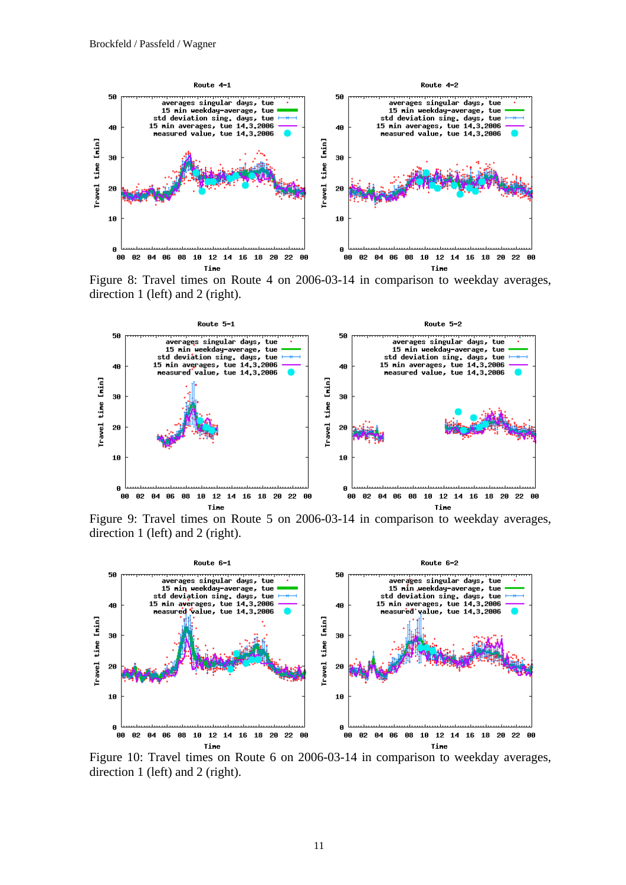Figure 8: Travel times on Route 4 on 2006-03-14 in comparison to weekday averages, direction 1 (left) and 2 (right).

Figure 9: Travel times on Route 5 on 2006-03-14 in comparison to weekday averages, direction 1 (left) and 2 (right).

Figure 10: Travel times on Route 6 on 2006-03-14 in comparison to weekday averages, direction 1 (left) and 2 (right).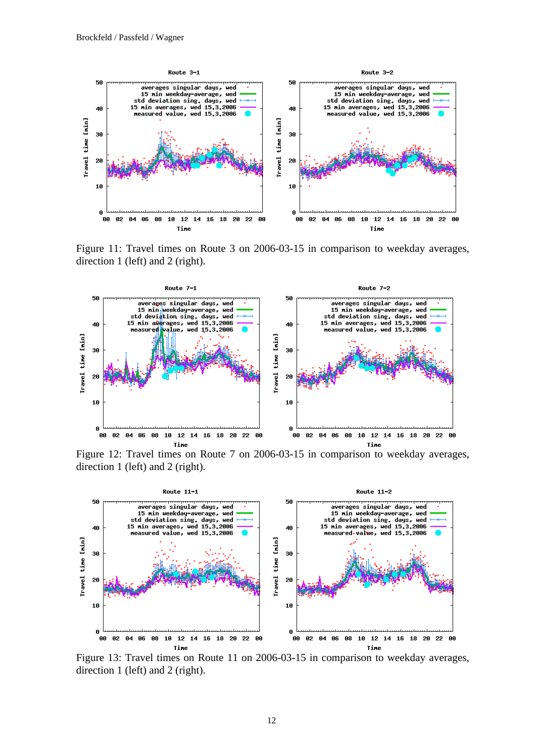Figure 11: Travel times on Route 3 on 2006-03-15 in comparison to weekday averages, direction 1 (left) and 2 (right).

Figure 12: Travel times on Route 7 on 2006-03-15 in comparison to weekday averages, direction 1 (left) and 2 (right).

Figure 13: Travel times on Route 11 on 2006-03-15 in comparison to weekday averages, direction 1 (left) and 2 (right).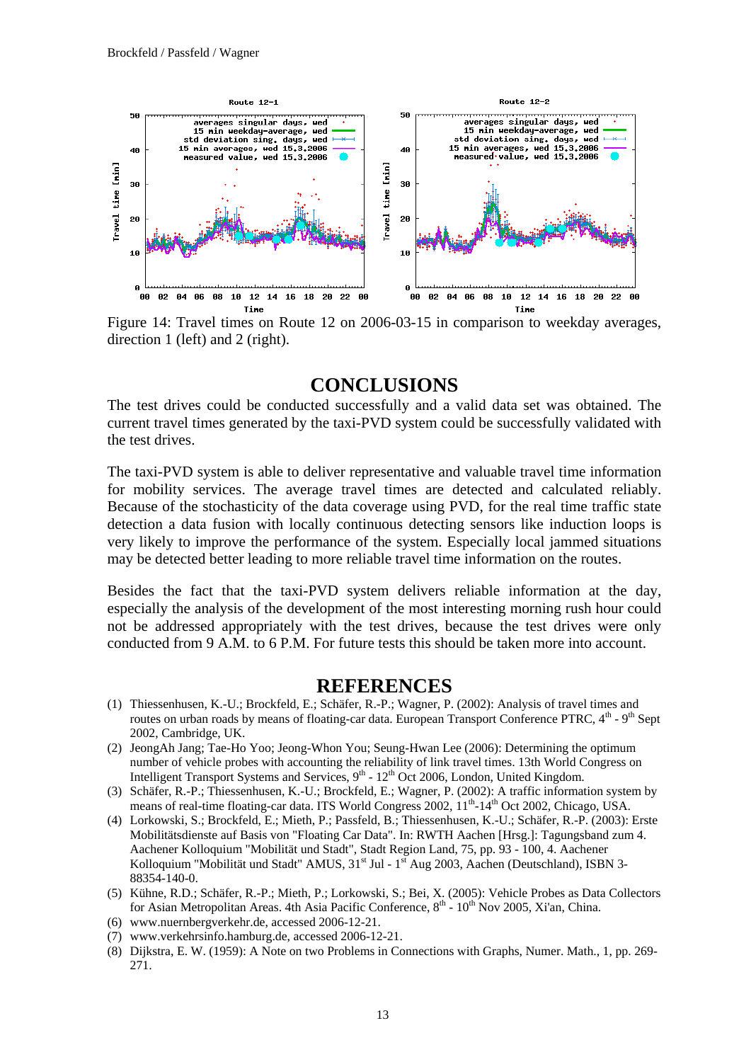Route 12-1

averages singular days, wed
15 min weekday-average, wed
std deviation sing. days, wed
15 min averages, wed 15.3.2006
measured value, wed 15.3.2006

Travel time [min]

50
40
30
20
10
0

00 02 04 06 08 10 12 14 16 18 20 22 00

Time

Route 12-2

averages singular days, wed
15 min weekday-average, wed
std deviation sing. days, wed
15 min averages, wed 15.3.2006
measured value, wed 15.3.2006

Travel time [min]

50
40
30
20
10
0

00 02 04 06 08 10 12 14 16 18 20 22 00

Time

Figure 14: Travel times on Route 12 on 2006-03-15 in comparison to weekday averages, direction 1 (left) and 2 (right).

# CONCLUSIONS

The test drives could be conducted successfully and a valid data set was obtained. The current travel times generated by the taxi-PVD system could be successfully validated with the test drives.

The taxi-PVD system is able to deliver representative and valuable travel time information for mobility services. The average travel times are detected and calculated reliably. Because of the stochasticity of the data coverage using PVD, for the real time traffic state detection a data fusion with locally continuous detecting sensors like induction loops is very likely to improve the performance of the system. Especially local jammed situations may be detected better leading to more reliable travel time information on the routes.

Besides the fact that the taxi-PVD system delivers reliable information at the day, especially the analysis of the development of the most interesting morning rush hour could not be addressed appropriately with the test drives, because the test drives were only conducted from 9 A.M. to 6 P.M. For future tests this should be taken more into account.

# REFERENCES

(1) Thiessenhusen, K.-U.; Brockfeld, E.; Schäfer, R.-P.; Wagner, P. (2002): Analysis of travel times and routes on urban roads by means of floating-car data. European Transport Conference PTRC, 4th - 9th Sept 2002, Cambridge, UK.

(2) JeongAh Jang; Tae-Ho Yoo; Jeong-Whon You; Seung-Hwan Lee (2006): Determining the optimum number of vehicle probes with accounting the reliability of link travel times. 13th World Congress on Intelligent Transport Systems and Services, 9th - 12th Oct 2006, London, United Kingdom.

(3) Schäfer, R.-P.; Thiessenhusen, K.-U.; Brockfeld, E.; Wagner, P. (2002): A traffic information system by means of real-time floating-car data. ITS World Congress 2002, 11th-14th Oct 2002, Chicago, USA.

(4) Lorkowski, S.; Brockfeld, E.; Mieth, P.; Passfeld, B.; Thiessenhusen, K.-U.; Schäfer, R.-P. (2003): Erste Mobilitätsdienste auf Basis von "Floating Car Data". In: RWTH Aachen [Hrsg.]: Tagungsband zum 4. Aachener Kolloquium "Mobilität und Stadt", Stadt Region Land, 75, pp. 93 - 100, 4. Aachener Kolloquium "Mobilität und Stadt" AMUS, 31st Jul - 1st Aug 2003, Aachen (Deutschland), ISBN 3-88354-140-0.

(5) Kühne, R.D.; Schäfer, R.-P.; Mieth, P.; Lorkowski, S.; Bei, X. (2005): Vehicle Probes as Data Collectors for Asian Metropolitan Areas. 4th Asia Pacific Conference, 8th - 10th Nov 2005, Xi'an, China.

(6) www.nuernbergverkehr.de, accessed 2006-12-21.

(7) www.verkehrsinfo.hamburg.de, accessed 2006-12-21.

(8) Dijkstra, E. W. (1959): A Note on two Problems in Connections with Graphs, Numer. Math., 1, pp. 269-271.